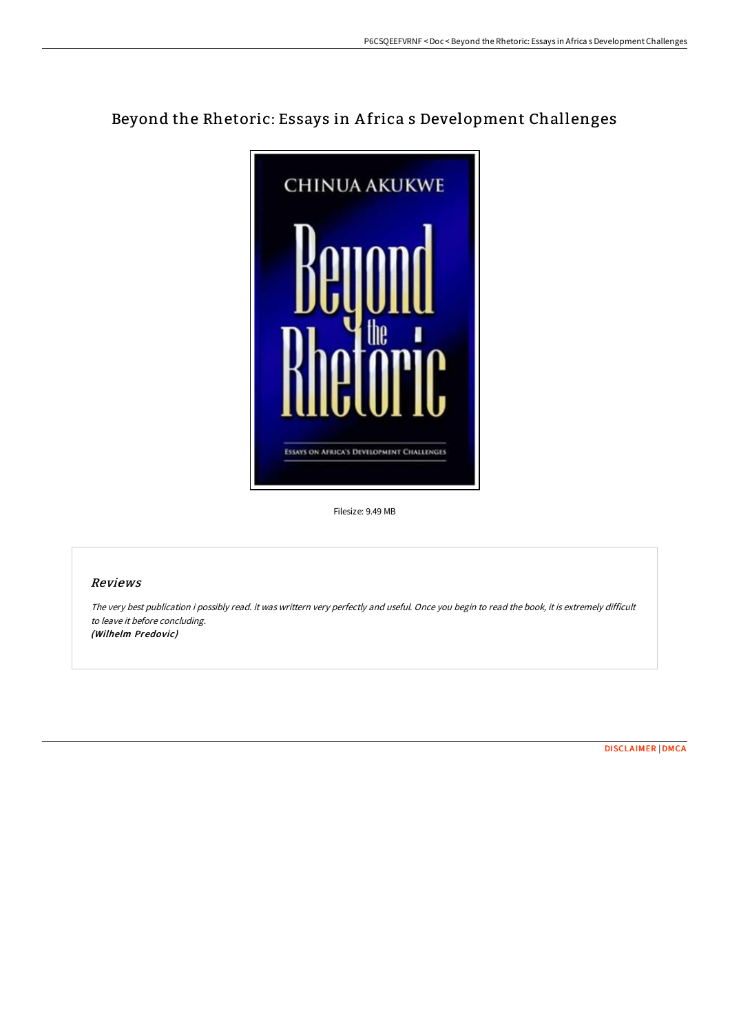# Beyond the Rhetoric: Essays in Africa s Development Challenges

Filesize: 9.49 MB

## *Reviews*

*The very best publication i possibly read. it was writtern very perfectly and useful. Once you begin to read the book, it is extremely difficult to leave it before concluding.*
***(Wilhelm Predovic)***

DISCLAIMER | DMCA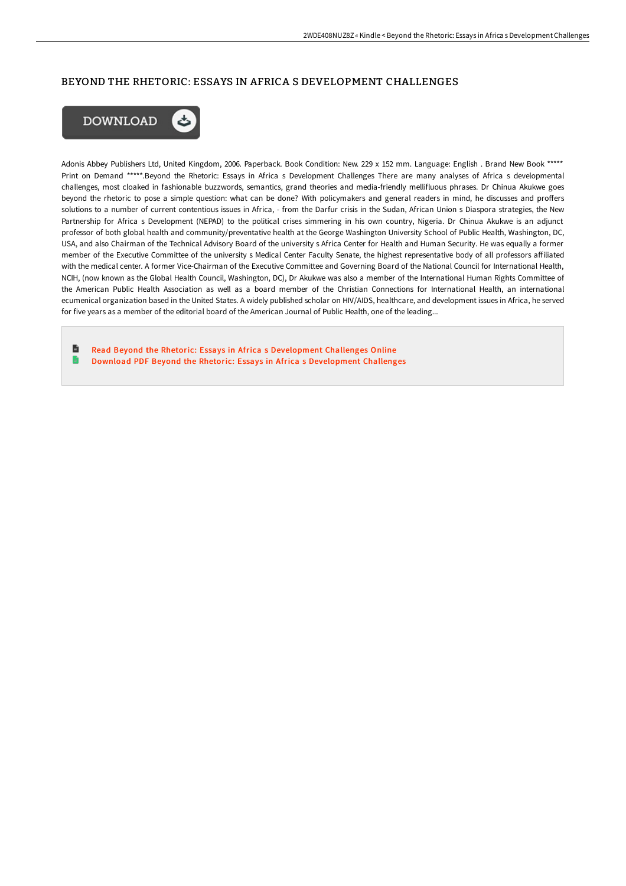## BEYOND THE RHETORIC: ESSAYS IN AFRICA S DEVELOPMENT CHALLENGES

DOWNLOAD

Adonis Abbey Publishers Ltd, United Kingdom, 2006. Paperback. Book Condition: New. 229 x 152 mm. Language: English . Brand New Book ***** Print on Demand *****.Beyond the Rhetoric: Essays in Africa s Development Challenges There are many analyses of Africa s developmental challenges, most cloaked in fashionable buzzwords, semantics, grand theories and media-friendly mellifluous phrases. Dr Chinua Akukwe goes beyond the rhetoric to pose a simple question: what can be done? With policymakers and general readers in mind, he discusses and proffers solutions to a number of current contentious issues in Africa, - from the Darfur crisis in the Sudan, African Union s Diaspora strategies, the New Partnership for Africa s Development (NEPAD) to the political crises simmering in his own country, Nigeria. Dr Chinua Akukwe is an adjunct professor of both global health and community/preventative health at the George Washington University School of Public Health, Washington, DC, USA, and also Chairman of the Technical Advisory Board of the university s Africa Center for Health and Human Security. He was equally a former member of the Executive Committee of the university s Medical Center Faculty Senate, the highest representative body of all professors affiliated with the medical center. A former Vice-Chairman of the Executive Committee and Governing Board of the National Council for International Health, NCIH, (now known as the Global Health Council, Washington, DC), Dr Akukwe was also a member of the International Human Rights Committee of the American Public Health Association as well as a board member of the Christian Connections for International Health, an international ecumenical organization based in the United States. A widely published scholar on HIV/AIDS, healthcare, and development issues in Africa, he served for five years as a member of the editorial board of the American Journal of Public Health, one of the leading...

- Read Beyond the Rhetoric: Essays in Africa s Development Challenges Online
- Download PDF Beyond the Rhetoric: Essays in Africa s Development Challenges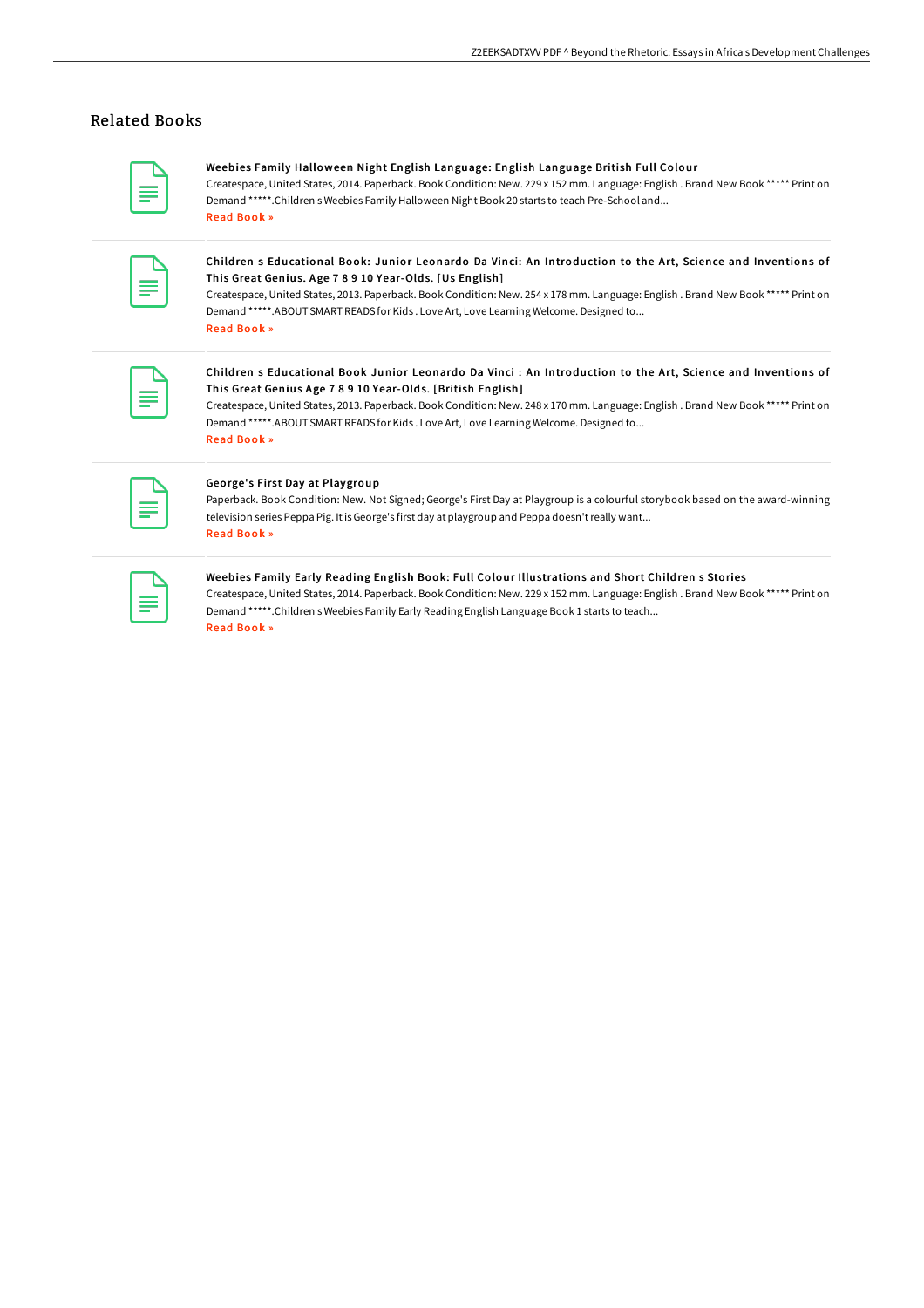## Related Books

**Weebies Family Halloween Night English Language: English Language British Full Colour**

Createspace, United States, 2014. Paperback. Book Condition: New. 229 x 152 mm. Language: English . Brand New Book ***** Print on Demand *****.Children s Weebies Family Halloween Night Book 20 starts to teach Pre-School and...

Read Book »

**Children s Educational Book: Junior Leonardo Da Vinci: An Introduction to the Art, Science and Inventions of This Great Genius. Age 7 8 9 10 Year-Olds. [Us English]**

Createspace, United States, 2013. Paperback. Book Condition: New. 254 x 178 mm. Language: English . Brand New Book ***** Print on Demand *****.ABOUT SMART READS for Kids . Love Art, Love Learning Welcome. Designed to...

Read Book »

**Children s Educational Book Junior Leonardo Da Vinci : An Introduction to the Art, Science and Inventions of This Great Genius Age 7 8 9 10 Year-Olds. [British English]**

Createspace, United States, 2013. Paperback. Book Condition: New. 248 x 170 mm. Language: English . Brand New Book ***** Print on Demand *****.ABOUT SMART READS for Kids . Love Art, Love Learning Welcome. Designed to...

Read Book »

**George's First Day at Playgroup**

Paperback. Book Condition: New. Not Signed; George's First Day at Playgroup is a colourful storybook based on the award-winning television series Peppa Pig. It is George's first day at playgroup and Peppa doesn't really want...

Read Book »

**Weebies Family Early Reading English Book: Full Colour Illustrations and Short Children s Stories**

Createspace, United States, 2014. Paperback. Book Condition: New. 229 x 152 mm. Language: English . Brand New Book ***** Print on Demand *****.Children s Weebies Family Early Reading English Language Book 1 starts to teach...

Read Book »